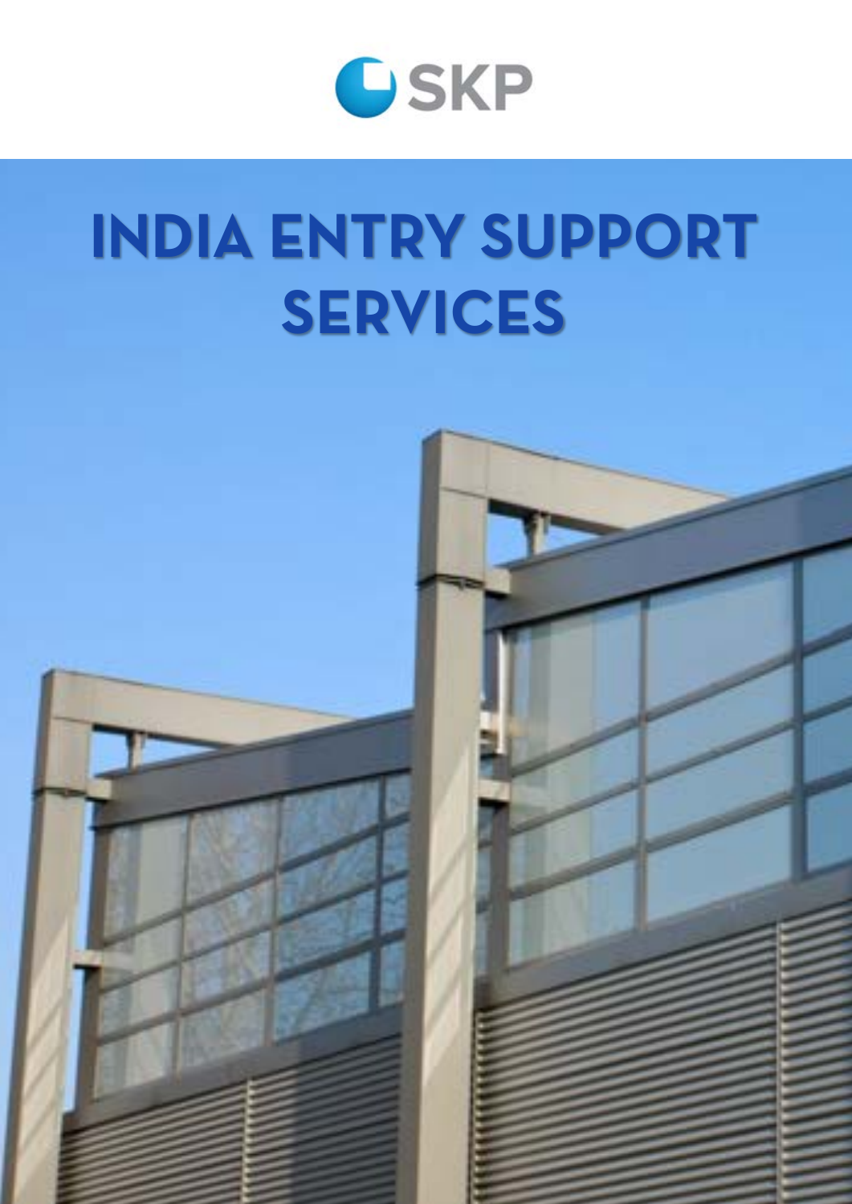SKP

# INDIA ENTRY SUPPORT SERVICES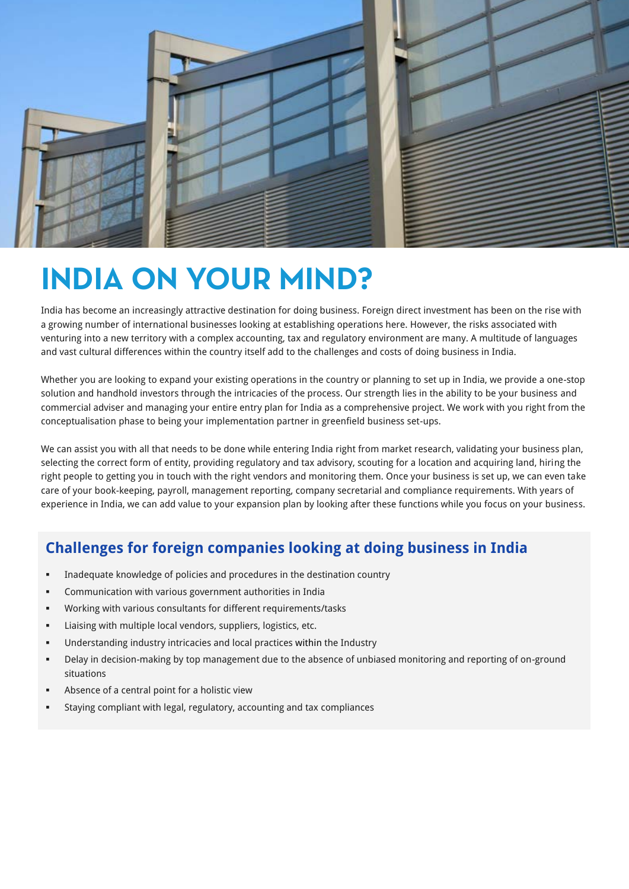# INDIA ON YOUR MIND?

India has become an increasingly attractive destination for doing business. Foreign direct investment has been on the rise with a growing number of international businesses looking at establishing operations here. However, the risks associated with venturing into a new territory with a complex accounting, tax and regulatory environment are many. A multitude of languages and vast cultural differences within the country itself add to the challenges and costs of doing business in India.

Whether you are looking to expand your existing operations in the country or planning to set up in India, we provide a one-stop solution and handhold investors through the intricacies of the process. Our strength lies in the ability to be your business and commercial adviser and managing your entire entry plan for India as a comprehensive project. We work with you right from the conceptualisation phase to being your implementation partner in greenfield business set-ups.

We can assist you with all that needs to be done while entering India right from market research, validating your business plan, selecting the correct form of entity, providing regulatory and tax advisory, scouting for a location and acquiring land, hiring the right people to getting you in touch with the right vendors and monitoring them. Once your business is set up, we can even take care of your book-keeping, payroll, management reporting, company secretarial and compliance requirements. With years of experience in India, we can add value to your expansion plan by looking after these functions while you focus on your business.

## Challenges for foreign companies looking at doing business in India

- Inadequate knowledge of policies and procedures in the destination country
- Communication with various government authorities in India
- Working with various consultants for different requirements/tasks
- Liaising with multiple local vendors, suppliers, logistics, etc.
- Understanding industry intricacies and local practices within the Industry
- Delay in decision-making by top management due to the absence of unbiased monitoring and reporting of on-ground situations
- Absence of a central point for a holistic view
- Staying compliant with legal, regulatory, accounting and tax compliances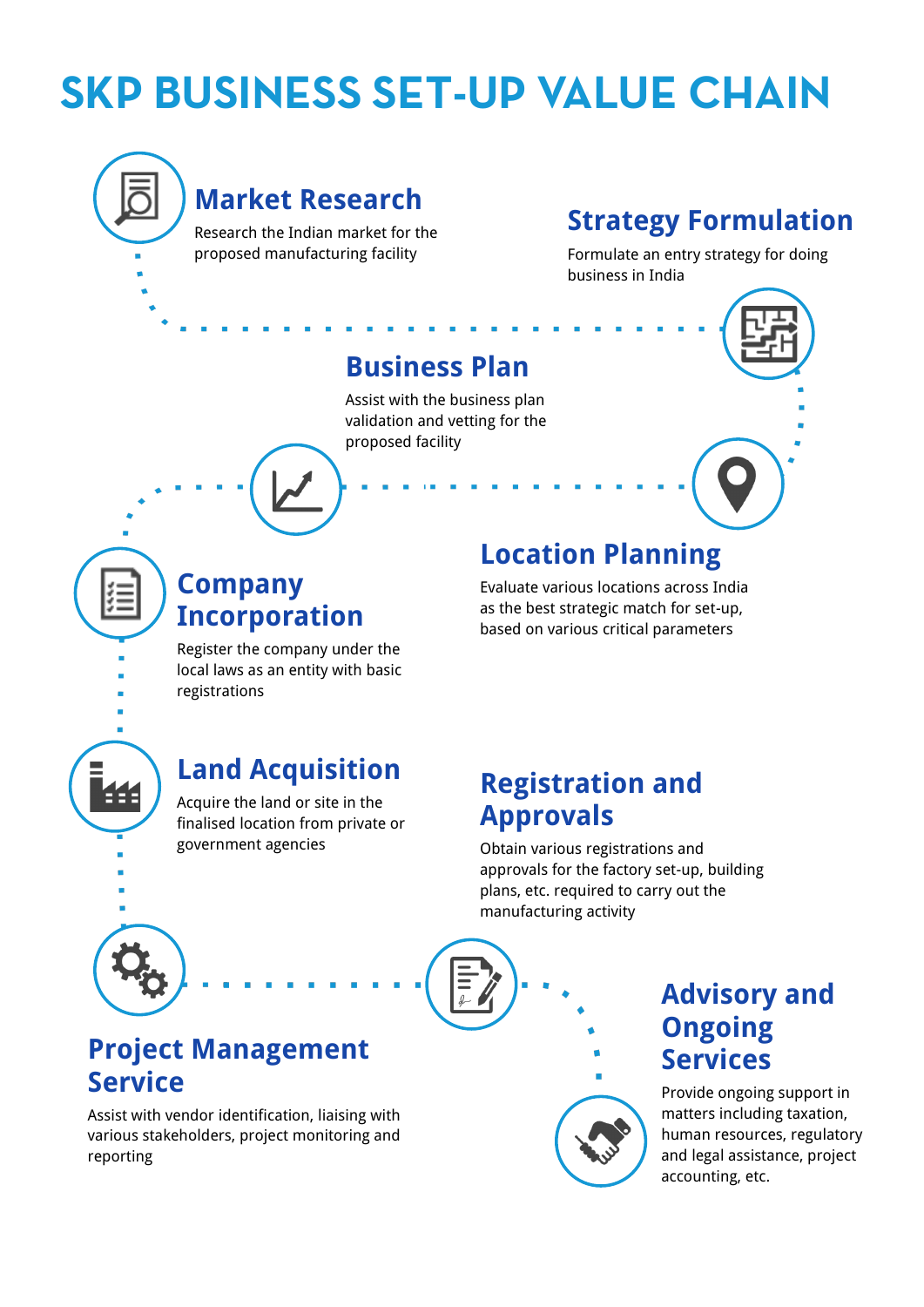# SKP BUSINESS SET-UP VALUE CHAIN

## Market Research

Research the Indian market for the proposed manufacturing facility

## Strategy Formulation

Formulate an entry strategy for doing business in India

## Location Planning

Evaluate various locations across India as the best strategic match for set-up, based on various critical parameters

## Business Plan

Assist with the business plan validation and vetting for the proposed facility

## Company Incorporation

Register the company under the local laws as an entity with basic registrations

## Land Acquisition

Acquire the land or site in the finalised location from private or government agencies

## Project Management Service

Assist with vendor identification, liaising with various stakeholders, project monitoring and reporting

## Registration and Approvals

Obtain various registrations and approvals for the factory set-up, building plans, etc. required to carry out the manufacturing activity

## Advisory and Ongoing Services

Provide ongoing support in matters including taxation, human resources, regulatory and legal assistance, project accounting, etc.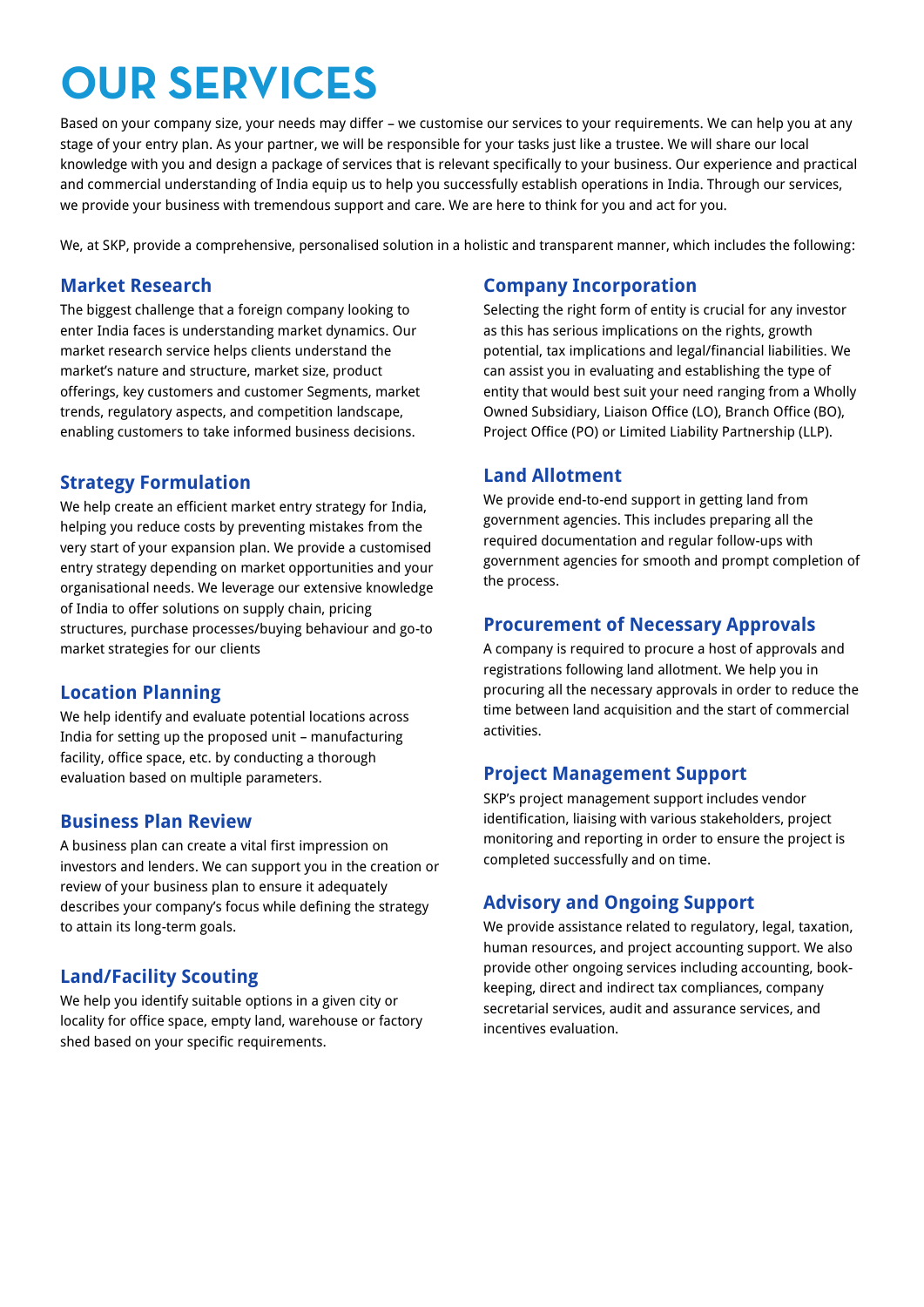# OUR SERVICES

Based on your company size, your needs may differ – we customise our services to your requirements. We can help you at any stage of your entry plan. As your partner, we will be responsible for your tasks just like a trustee. We will share our local knowledge with you and design a package of services that is relevant specifically to your business. Our experience and practical and commercial understanding of India equip us to help you successfully establish operations in India. Through our services, we provide your business with tremendous support and care. We are here to think for you and act for you.

We, at SKP, provide a comprehensive, personalised solution in a holistic and transparent manner, which includes the following:

## Market Research

The biggest challenge that a foreign company looking to enter India faces is understanding market dynamics. Our market research service helps clients understand the market's nature and structure, market size, product offerings, key customers and customer Segments, market trends, regulatory aspects, and competition landscape, enabling customers to take informed business decisions.

## Strategy Formulation

We help create an efficient market entry strategy for India, helping you reduce costs by preventing mistakes from the very start of your expansion plan. We provide a customised entry strategy depending on market opportunities and your organisational needs. We leverage our extensive knowledge of India to offer solutions on supply chain, pricing structures, purchase processes/buying behaviour and go-to market strategies for our clients

## Location Planning

We help identify and evaluate potential locations across India for setting up the proposed unit – manufacturing facility, office space, etc. by conducting a thorough evaluation based on multiple parameters.

## Business Plan Review

A business plan can create a vital first impression on investors and lenders. We can support you in the creation or review of your business plan to ensure it adequately describes your company's focus while defining the strategy to attain its long-term goals.

## Land/Facility Scouting

We help you identify suitable options in a given city or locality for office space, empty land, warehouse or factory shed based on your specific requirements.

## Company Incorporation

Selecting the right form of entity is crucial for any investor as this has serious implications on the rights, growth potential, tax implications and legal/financial liabilities. We can assist you in evaluating and establishing the type of entity that would best suit your need ranging from a Wholly Owned Subsidiary, Liaison Office (LO), Branch Office (BO), Project Office (PO) or Limited Liability Partnership (LLP).

## Land Allotment

We provide end-to-end support in getting land from government agencies. This includes preparing all the required documentation and regular follow-ups with government agencies for smooth and prompt completion of the process.

## Procurement of Necessary Approvals

A company is required to procure a host of approvals and registrations following land allotment. We help you in procuring all the necessary approvals in order to reduce the time between land acquisition and the start of commercial activities.

## Project Management Support

SKP's project management support includes vendor identification, liaising with various stakeholders, project monitoring and reporting in order to ensure the project is completed successfully and on time.

## Advisory and Ongoing Support

We provide assistance related to regulatory, legal, taxation, human resources, and project accounting support. We also provide other ongoing services including accounting, book-keeping, direct and indirect tax compliances, company secretarial services, audit and assurance services, and incentives evaluation.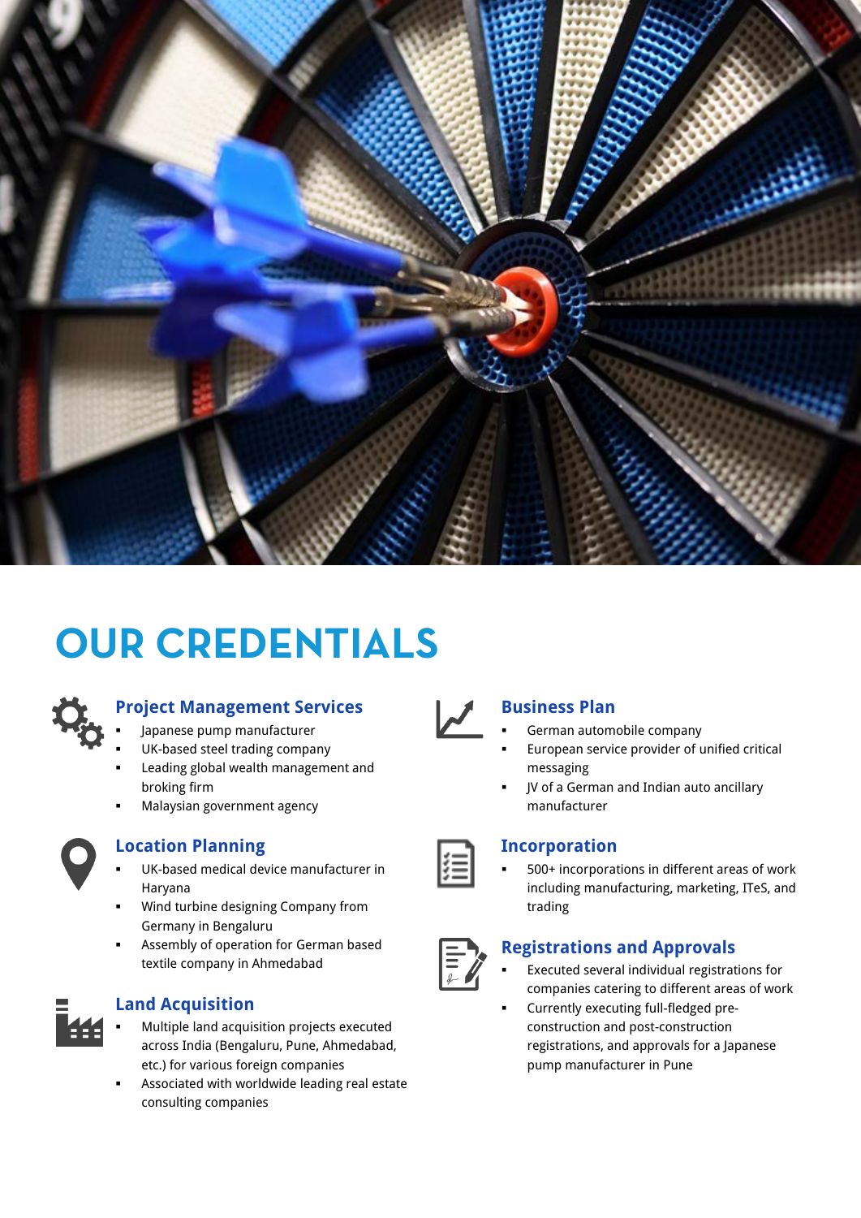# OUR CREDENTIALS

## Project Management Services

- Japanese pump manufacturer
- UK-based steel trading company
- Leading global wealth management and broking firm
- Malaysian government agency

## Location Planning

- UK-based medical device manufacturer in Haryana
- Wind turbine designing Company from Germany in Bengaluru
- Assembly of operation for German based textile company in Ahmedabad

## Land Acquisition

- Multiple land acquisition projects executed across India (Bengaluru, Pune, Ahmedabad, etc.) for various foreign companies
- Associated with worldwide leading real estate consulting companies

## Business Plan

- German automobile company
- European service provider of unified critical messaging
- JV of a German and Indian auto ancillary manufacturer

## Incorporation

- 500+ incorporations in different areas of work including manufacturing, marketing, ITeS, and trading

## Registrations and Approvals

- Executed several individual registrations for companies catering to different areas of work
- Currently executing full-fledged pre-construction and post-construction registrations, and approvals for a Japanese pump manufacturer in Pune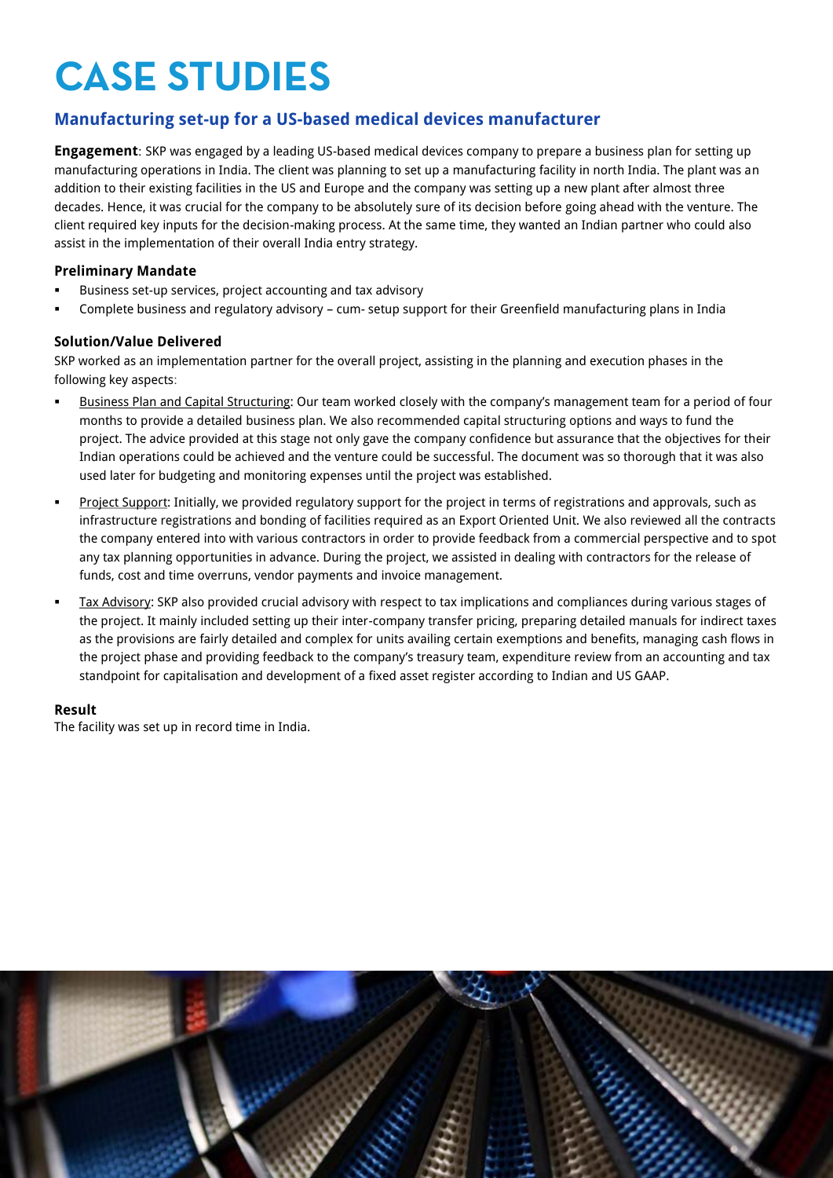# CASE STUDIES

## Manufacturing set-up for a US-based medical devices manufacturer

**Engagement**: SKP was engaged by a leading US-based medical devices company to prepare a business plan for setting up manufacturing operations in India. The client was planning to set up a manufacturing facility in north India. The plant was an addition to their existing facilities in the US and Europe and the company was setting up a new plant after almost three decades. Hence, it was crucial for the company to be absolutely sure of its decision before going ahead with the venture. The client required key inputs for the decision-making process. At the same time, they wanted an Indian partner who could also assist in the implementation of their overall India entry strategy.

### Preliminary Mandate

- Business set-up services, project accounting and tax advisory
- Complete business and regulatory advisory – cum- setup support for their Greenfield manufacturing plans in India

### Solution/Value Delivered

SKP worked as an implementation partner for the overall project, assisting in the planning and execution phases in the following key aspects:

- Business Plan and Capital Structuring: Our team worked closely with the company's management team for a period of four months to provide a detailed business plan. We also recommended capital structuring options and ways to fund the project. The advice provided at this stage not only gave the company confidence but assurance that the objectives for their Indian operations could be achieved and the venture could be successful. The document was so thorough that it was also used later for budgeting and monitoring expenses until the project was established.
- Project Support: Initially, we provided regulatory support for the project in terms of registrations and approvals, such as infrastructure registrations and bonding of facilities required as an Export Oriented Unit. We also reviewed all the contracts the company entered into with various contractors in order to provide feedback from a commercial perspective and to spot any tax planning opportunities in advance. During the project, we assisted in dealing with contractors for the release of funds, cost and time overruns, vendor payments and invoice management.
- Tax Advisory: SKP also provided crucial advisory with respect to tax implications and compliances during various stages of the project. It mainly included setting up their inter-company transfer pricing, preparing detailed manuals for indirect taxes as the provisions are fairly detailed and complex for units availing certain exemptions and benefits, managing cash flows in the project phase and providing feedback to the company's treasury team, expenditure review from an accounting and tax standpoint for capitalisation and development of a fixed asset register according to Indian and US GAAP.

### Result

The facility was set up in record time in India.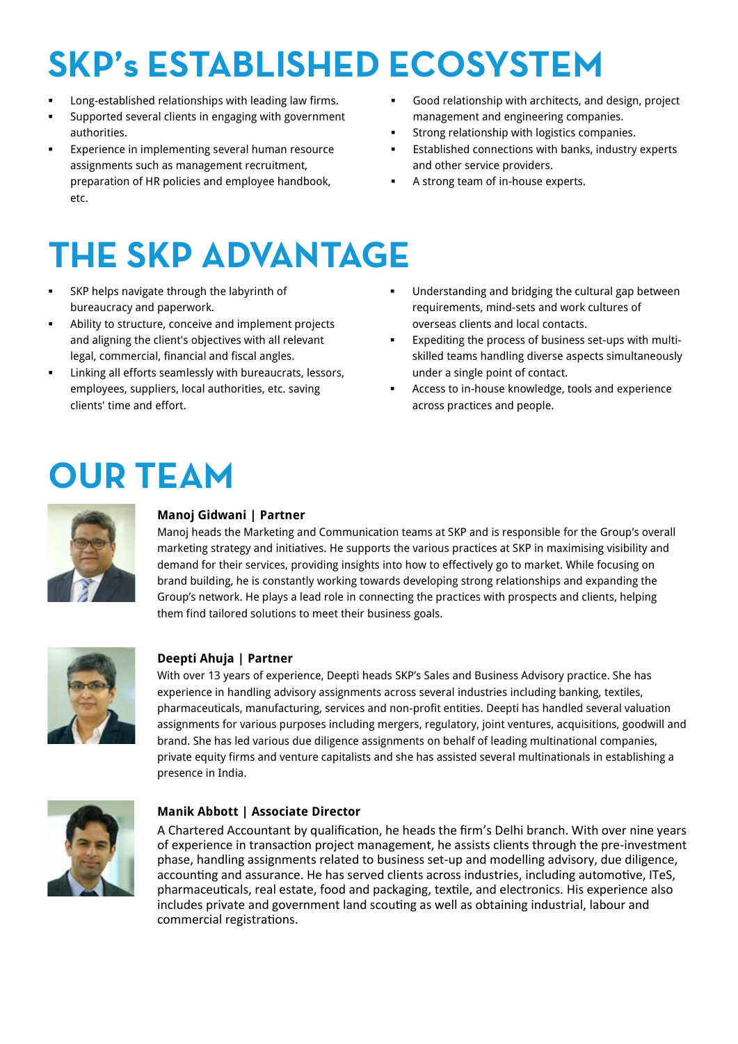# SKP's ESTABLISHED ECOSYSTEM

- Long-established relationships with leading law firms.
- Supported several clients in engaging with government authorities.
- Experience in implementing several human resource assignments such as management recruitment, preparation of HR policies and employee handbook, etc.
- Good relationship with architects, and design, project management and engineering companies.
- Strong relationship with logistics companies.
- Established connections with banks, industry experts and other service providers.
- A strong team of in-house experts.

# THE SKP ADVANTAGE

- SKP helps navigate through the labyrinth of bureaucracy and paperwork.
- Ability to structure, conceive and implement projects and aligning the client's objectives with all relevant legal, commercial, financial and fiscal angles.
- Linking all efforts seamlessly with bureaucrats, lessors, employees, suppliers, local authorities, etc. saving clients' time and effort.
- Understanding and bridging the cultural gap between requirements, mind-sets and work cultures of overseas clients and local contacts.
- Expediting the process of business set-ups with multi-skilled teams handling diverse aspects simultaneously under a single point of contact.
- Access to in-house knowledge, tools and experience across practices and people.

# OUR TEAM

**Manoj Gidwani | Partner**

Manoj heads the Marketing and Communication teams at SKP and is responsible for the Group's overall marketing strategy and initiatives. He supports the various practices at SKP in maximising visibility and demand for their services, providing insights into how to effectively go to market. While focusing on brand building, he is constantly working towards developing strong relationships and expanding the Group's network. He plays a lead role in connecting the practices with prospects and clients, helping them find tailored solutions to meet their business goals.

**Deepti Ahuja | Partner**

With over 13 years of experience, Deepti heads SKP's Sales and Business Advisory practice. She has experience in handling advisory assignments across several industries including banking, textiles, pharmaceuticals, manufacturing, services and non-profit entities. Deepti has handled several valuation assignments for various purposes including mergers, regulatory, joint ventures, acquisitions, goodwill and brand. She has led various due diligence assignments on behalf of leading multinational companies, private equity firms and venture capitalists and she has assisted several multinationals in establishing a presence in India.

**Manik Abbott | Associate Director**

A Chartered Accountant by qualification, he heads the firm's Delhi branch. With over nine years of experience in transaction project management, he assists clients through the pre-investment phase, handling assignments related to business set-up and modelling advisory, due diligence, accounting and assurance. He has served clients across industries, including automotive, ITeS, pharmaceuticals, real estate, food and packaging, textile, and electronics. His experience also includes private and government land scouting as well as obtaining industrial, labour and commercial registrations.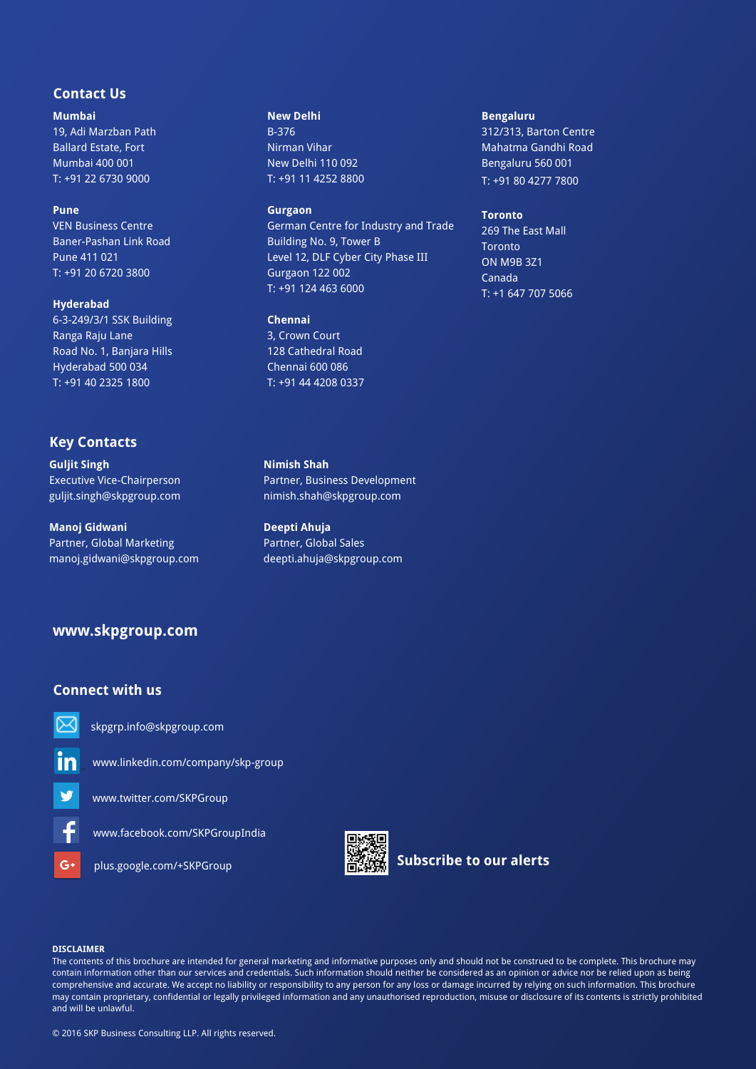## Contact Us

**Mumbai**
19, Adi Marzban Path
Ballard Estate, Fort
Mumbai 400 001
T: +91 22 6730 9000

**Pune**
VEN Business Centre
Baner-Pashan Link Road
Pune 411 021
T: +91 20 6720 3800

**Hyderabad**
6-3-249/3/1 SSK Building
Ranga Raju Lane
Road No. 1, Banjara Hills
Hyderabad 500 034
T: +91 40 2325 1800

**New Delhi**
B-376
Nirman Vihar
New Delhi 110 092
T: +91 11 4252 8800

**Gurgaon**
German Centre for Industry and Trade
Building No. 9, Tower B
Level 12, DLF Cyber City Phase III
Gurgaon 122 002
T: +91 124 463 6000

**Chennai**
3, Crown Court
128 Cathedral Road
Chennai 600 086
T: +91 44 4208 0337

**Bengaluru**
312/313, Barton Centre
Mahatma Gandhi Road
Bengaluru 560 001
T: +91 80 4277 7800

**Toronto**
269 The East Mall
Toronto
ON M9B 3Z1
Canada
T: +1 647 707 5066

## Key Contacts

**Guljit Singh**
Executive Vice-Chairperson
guljit.singh@skpgroup.com

**Manoj Gidwani**
Partner, Global Marketing
manoj.gidwani@skpgroup.com

**Nimish Shah**
Partner, Business Development
nimish.shah@skpgroup.com

**Deepti Ahuja**
Partner, Global Sales
deepti.ahuja@skpgroup.com

## www.skpgroup.com

## Connect with us

skpgrp.info@skpgroup.com

www.linkedin.com/company/skp-group

www.twitter.com/SKPGroup

www.facebook.com/SKPGroupIndia

plus.google.com/+SKPGroup

**Subscribe to our alerts**

**DISCLAIMER**
The contents of this brochure are intended for general marketing and informative purposes only and should not be construed to be complete. This brochure may contain information other than our services and credentials. Such information should neither be considered as an opinion or advice nor be relied upon as being comprehensive and accurate. We accept no liability or responsibility to any person for any loss or damage incurred by relying on such information. This brochure may contain proprietary, confidential or legally privileged information and any unauthorised reproduction, misuse or disclosure of its contents is strictly prohibited and will be unlawful.

© 2016 SKP Business Consulting LLP. All rights reserved.